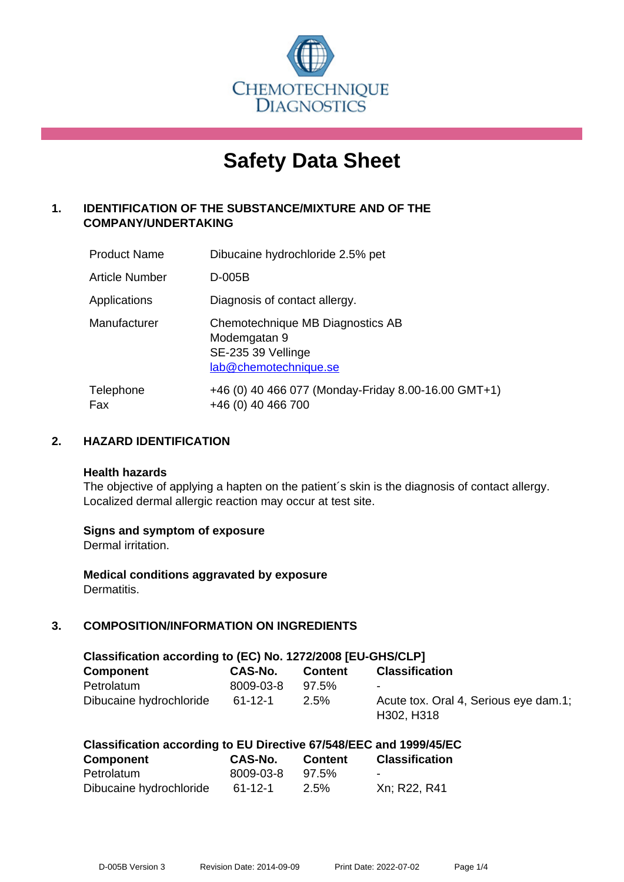CHEMOTECHNIQUE DIAGNOSTICS

# Safety Data Sheet

## 1. IDENTIFICATION OF THE SUBSTANCE/MIXTURE AND OF THE COMPANY/UNDERTAKING

| | |
|---|---|
| Product Name | Dibucaine hydrochloride 2.5% pet |
| Article Number | D-005B |
| Applications | Diagnosis of contact allergy. |
| Manufacturer | Chemotechnique MB Diagnostics AB<br>Modemgatan 9<br>SE-235 39 Vellinge<br>lab@chemotechnique.se |
| Telephone<br>Fax | +46 (0) 40 466 077 (Monday-Friday 8.00-16.00 GMT+1)<br>+46 (0) 40 466 700 |

## 2. HAZARD IDENTIFICATION

**Health hazards**
The objective of applying a hapten on the patient´s skin is the diagnosis of contact allergy. Localized dermal allergic reaction may occur at test site.

**Signs and symptom of exposure**
Dermal irritation.

**Medical conditions aggravated by exposure**
Dermatitis.

## 3. COMPOSITION/INFORMATION ON INGREDIENTS

**Classification according to (EC) No. 1272/2008 [EU-GHS/CLP]**

| Component | CAS-No. | Content | Classification |
|---|---|---|---|
| Petrolatum | 8009-03-8 | 97.5% | - |
| Dibucaine hydrochloride | 61-12-1 | 2.5% | Acute tox. Oral 4, Serious eye dam.1; H302, H318 |

**Classification according to EU Directive 67/548/EEC and 1999/45/EC**

| Component | CAS-No. | Content | Classification |
|---|---|---|---|
| Petrolatum | 8009-03-8 | 97.5% | - |
| Dibucaine hydrochloride | 61-12-1 | 2.5% | Xn; R22, R41 |

D-005B Version 3 Revision Date: 2014-09-09 Print Date: 2022-07-02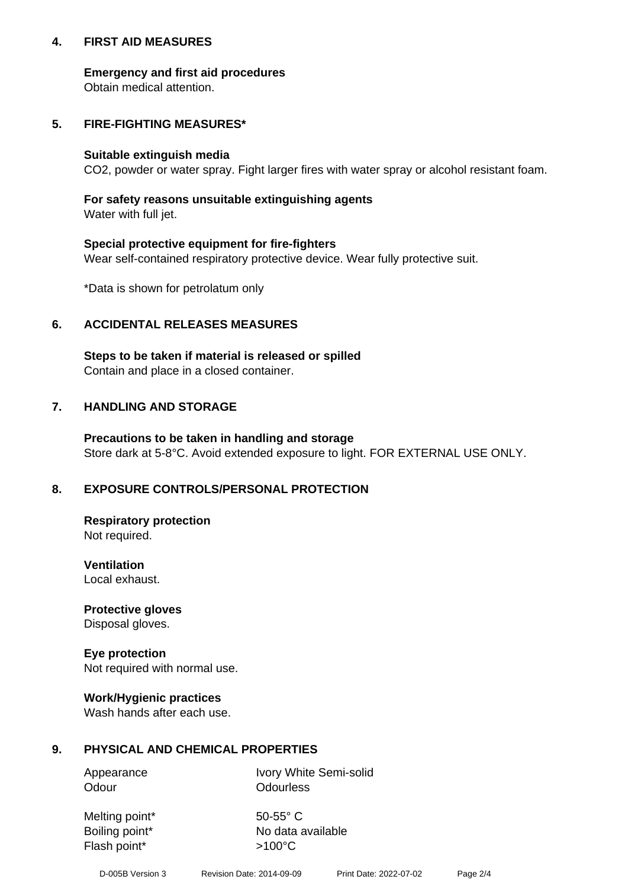## 4. FIRST AID MEASURES

**Emergency and first aid procedures**
Obtain medical attention.

## 5. FIRE-FIGHTING MEASURES*

**Suitable extinguish media**
$CO_2$, powder or water spray. Fight larger fires with water spray or alcohol resistant foam.

**For safety reasons unsuitable extinguishing agents**
Water with full jet.

**Special protective equipment for fire-fighters**
Wear self-contained respiratory protective device. Wear fully protective suit.

*Data is shown for petrolatum only

## 6. ACCIDENTAL RELEASES MEASURES

**Steps to be taken if material is released or spilled**
Contain and place in a closed container.

## 7. HANDLING AND STORAGE

**Precautions to be taken in handling and storage**
Store dark at 5-8°C. Avoid extended exposure to light. FOR EXTERNAL USE ONLY.

## 8. EXPOSURE CONTROLS/PERSONAL PROTECTION

**Respiratory protection**
Not required.

**Ventilation**
Local exhaust.

**Protective gloves**
Disposal gloves.

**Eye protection**
Not required with normal use.

**Work/Hygienic practices**
Wash hands after each use.

## 9. PHYSICAL AND CHEMICAL PROPERTIES

| | |
|---|---|
| Appearance | Ivory White Semi-solid |
| Odour | Odourless |
| Melting point* | 50-55° C |
| Boiling point* | No data available |
| Flash point* | >100°C |

D-005B Version 3 Revision Date: 2014-09-09 Print Date: 2022-07-02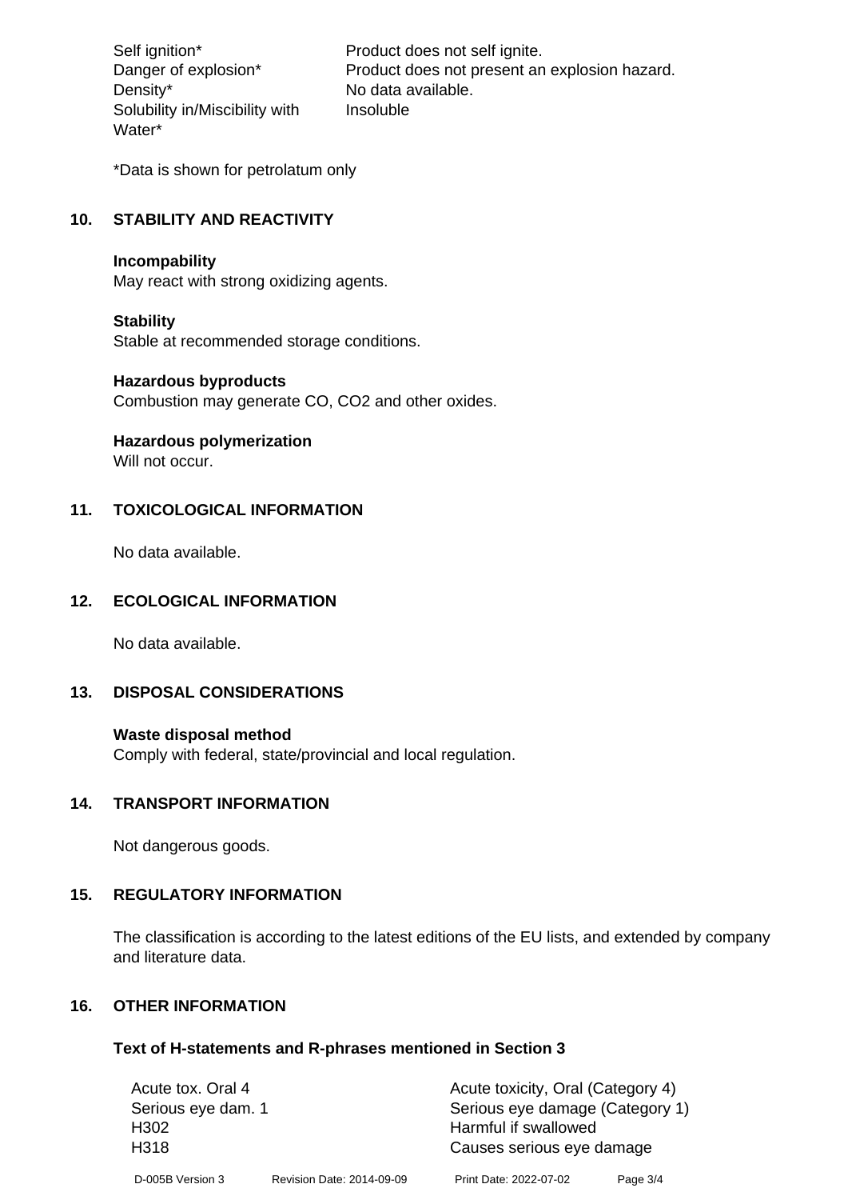| | |
|---|---|
| Self ignition* | Product does not self ignite. |
| Danger of explosion* | Product does not present an explosion hazard. |
| Density* | No data available. |
| Solubility in/Miscibility with Water* | Insoluble |

*Data is shown for petrolatum only

## 10. STABILITY AND REACTIVITY

**Incompability**
May react with strong oxidizing agents.

**Stability**
Stable at recommended storage conditions.

**Hazardous byproducts**
Combustion may generate CO, $CO_2$ and other oxides.

**Hazardous polymerization**
Will not occur.

## 11. TOXICOLOGICAL INFORMATION

No data available.

## 12. ECOLOGICAL INFORMATION

No data available.

## 13. DISPOSAL CONSIDERATIONS

**Waste disposal method**
Comply with federal, state/provincial and local regulation.

## 14. TRANSPORT INFORMATION

Not dangerous goods.

## 15. REGULATORY INFORMATION

The classification is according to the latest editions of the EU lists, and extended by company and literature data.

## 16. OTHER INFORMATION

**Text of H-statements and R-phrases mentioned in Section 3**

| | |
|---|---|
| Acute tox. Oral 4 | Acute toxicity, Oral (Category 4) |
| Serious eye dam. 1 | Serious eye damage (Category 1) |
| H302 | Harmful if swallowed |
| H318 | Causes serious eye damage |

D-005B Version 3 Revision Date: 2014-09-09 Print Date: 2022-07-02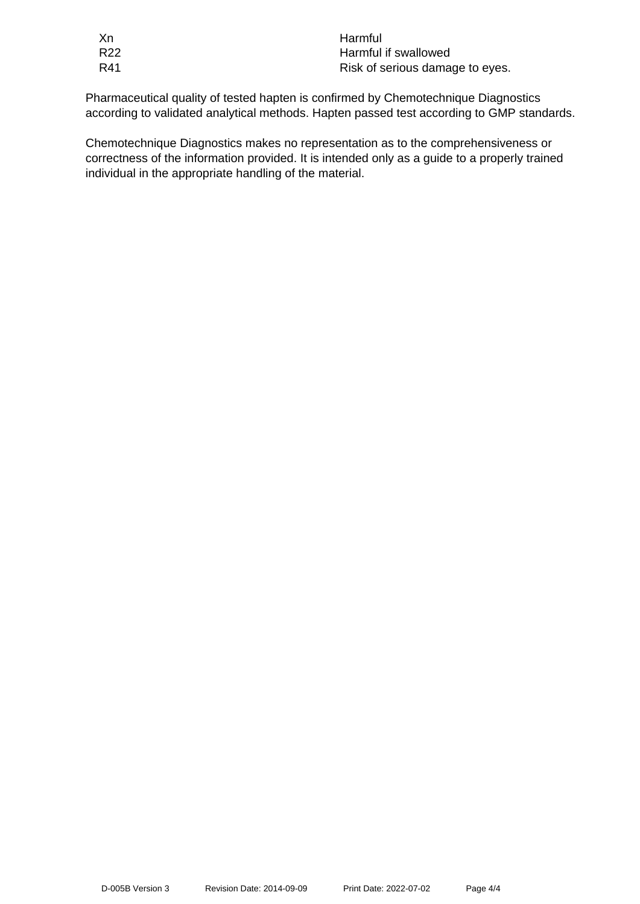| | |
|---|---|
| Xn | Harmful |
| R22 | Harmful if swallowed |
| R41 | Risk of serious damage to eyes. |

Pharmaceutical quality of tested hapten is confirmed by Chemotechnique Diagnostics according to validated analytical methods. Hapten passed test according to GMP standards.

Chemotechnique Diagnostics makes no representation as to the comprehensiveness or correctness of the information provided. It is intended only as a guide to a properly trained individual in the appropriate handling of the material.